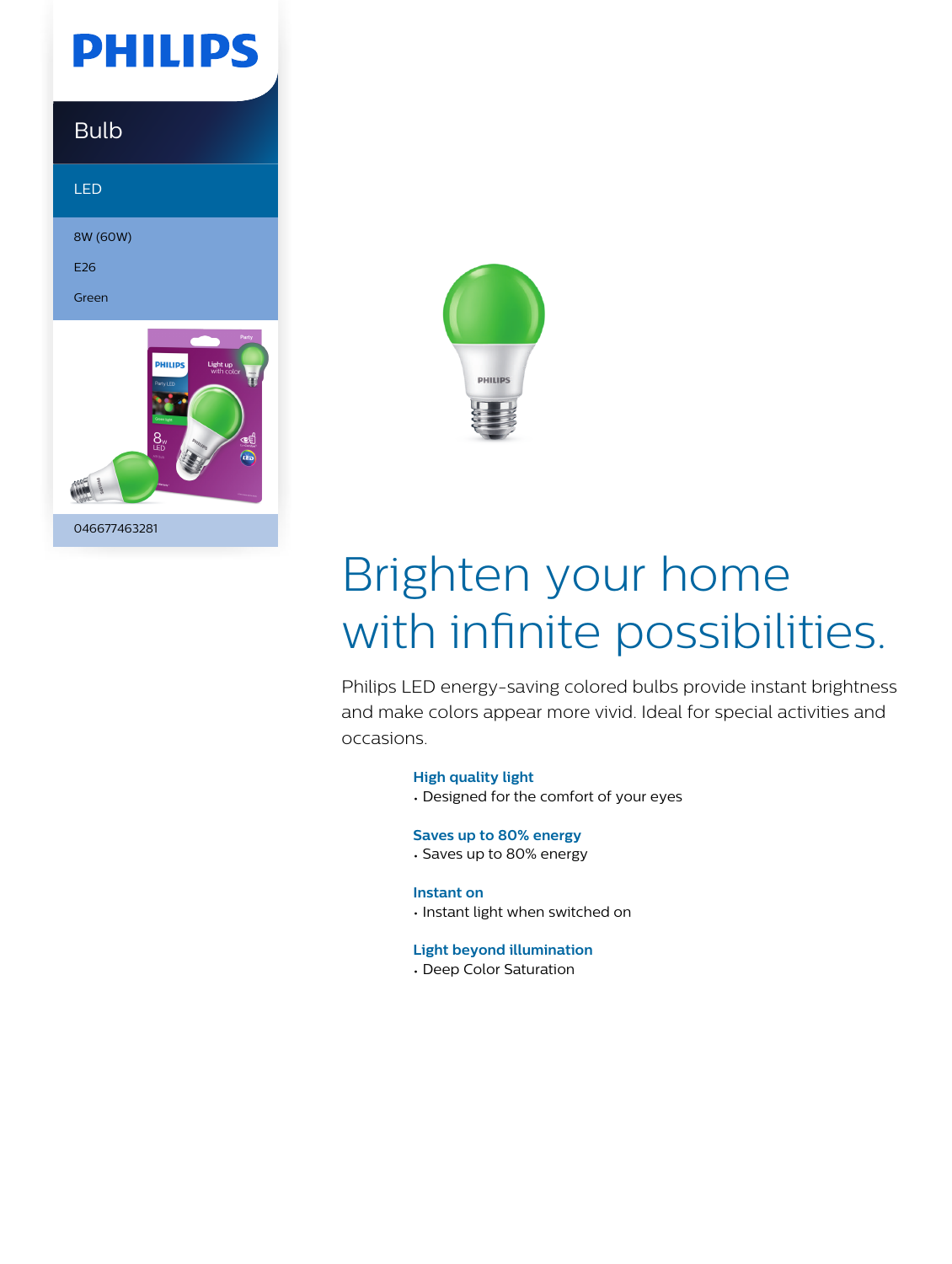# PHILIPS

## Bulb

LED

8W (60W)

E26

Green

046677463281

# Brighten your home with infinite possibilities.

Philips LED energy-saving colored bulbs provide instant brightness and make colors appear more vivid. Ideal for special activities and occasions.

### High quality light
- Designed for the comfort of your eyes

### Saves up to 80% energy
- Saves up to 80% energy

### Instant on
- Instant light when switched on

### Light beyond illumination
- Deep Color Saturation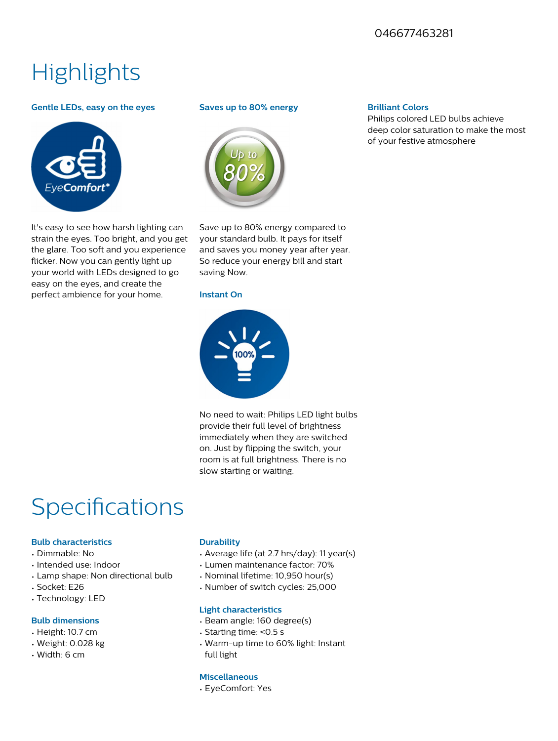046677463281

# Highlights

### Gentle LEDs, easy on the eyes

It's easy to see how harsh lighting can strain the eyes. Too bright, and you get the glare. Too soft and you experience flicker. Now you can gently light up your world with LEDs designed to go easy on the eyes, and create the perfect ambience for your home.

### Saves up to 80% energy

Save up to 80% energy compared to your standard bulb. It pays for itself and saves you money year after year. So reduce your energy bill and start saving Now.

### Instant On

No need to wait: Philips LED light bulbs provide their full level of brightness immediately when they are switched on. Just by flipping the switch, your room is at full brightness. There is no slow starting or waiting.

### Brilliant Colors

Philips colored LED bulbs achieve deep color saturation to make the most of your festive atmosphere

# Specifications

### Bulb characteristics

- Dimmable: No
- Intended use: Indoor
- Lamp shape: Non directional bulb
- Socket: E26
- Technology: LED

### Bulb dimensions

- Height: 10.7 cm
- Weight: 0.028 kg
- Width: 6 cm

### Durability

- Average life (at 2.7 hrs/day): 11 year(s)
- Lumen maintenance factor: 70%
- Nominal lifetime: 10,950 hour(s)
- Number of switch cycles: 25,000

### Light characteristics

- Beam angle: 160 degree(s)
- Starting time: <0.5 s
- Warm-up time to 60% light: Instant full light

### Miscellaneous

- EyeComfort: Yes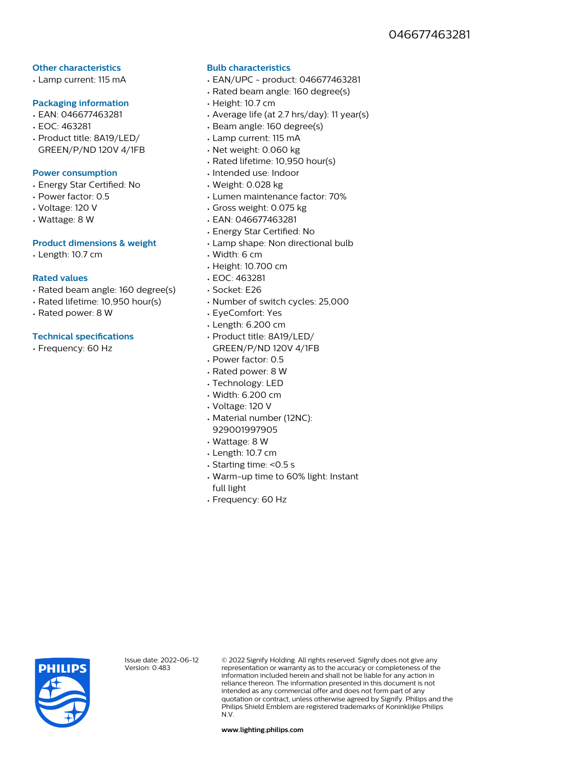046677463281

## Other characteristics

- Lamp current: 115 mA

## Packaging information

- EAN: 046677463281
- EOC: 463281
- Product title: 8A19/LED/GREEN/P/ND 120V 4/1FB

## Power consumption

- Energy Star Certified: No
- Power factor: 0.5
- Voltage: 120 V
- Wattage: 8 W

## Product dimensions & weight

- Length: 10.7 cm

## Rated values

- Rated beam angle: 160 degree(s)
- Rated lifetime: 10,950 hour(s)
- Rated power: 8 W

## Technical specifications

- Frequency: 60 Hz

## Bulb characteristics

- EAN/UPC - product: 046677463281
- Rated beam angle: 160 degree(s)
- Height: 10.7 cm
- Average life (at 2.7 hrs/day): 11 year(s)
- Beam angle: 160 degree(s)
- Lamp current: 115 mA
- Net weight: 0.060 kg
- Rated lifetime: 10,950 hour(s)
- Intended use: Indoor
- Weight: 0.028 kg
- Lumen maintenance factor: 70%
- Gross weight: 0.075 kg
- EAN: 046677463281
- Energy Star Certified: No
- Lamp shape: Non directional bulb
- Width: 6 cm
- Height: 10.700 cm
- EOC: 463281
- Socket: E26
- Number of switch cycles: 25,000
- EyeComfort: Yes
- Length: 6.200 cm
- Product title: 8A19/LED/GREEN/P/ND 120V 4/1FB
- Power factor: 0.5
- Rated power: 8 W
- Technology: LED
- Width: 6.200 cm
- Voltage: 120 V
- Material number (12NC): 929001997905
- Wattage: 8 W
- Length: 10.7 cm
- Starting time: <0.5 s
- Warm-up time to 60% light: Instant full light
- Frequency: 60 Hz

Issue date: 2022-06-12
Version: 0.483

© 2022 Signify Holding. All rights reserved. Signify does not give any representation or warranty as to the accuracy or completeness of the information included herein and shall not be liable for any action in reliance thereon. The information presented in this document is not intended as any commercial offer and does not form part of any quotation or contract, unless otherwise agreed by Signify. Philips and the Philips Shield Emblem are registered trademarks of Koninklijke Philips N.V.

**www.lighting.philips.com**